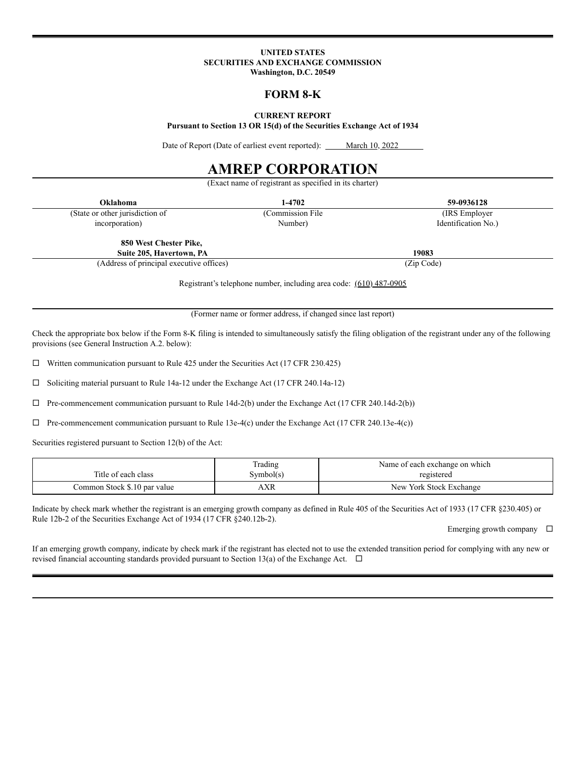**UNITED STATES**
**SECURITIES AND EXCHANGE COMMISSION**
**Washington, D.C. 20549**

# FORM 8-K

**CURRENT REPORT**
**Pursuant to Section 13 OR 15(d) of the Securities Exchange Act of 1934**

Date of Report (Date of earliest event reported): March 10, 2022

# AMREP CORPORATION

(Exact name of registrant as specified in its charter)

| **Oklahoma** | **1-4702** | **59-0936128** |
|---|---|---|
| (State or other jurisdiction of incorporation) | (Commission File Number) | (IRS Employer Identification No.) |

| **850 West Chester Pike, Suite 205, Havertown, PA** | **19083** |
|---|---|
| (Address of principal executive offices) | (Zip Code) |

Registrant's telephone number, including area code: (610) 487-0905

(Former name or former address, if changed since last report)

Check the appropriate box below if the Form 8-K filing is intended to simultaneously satisfy the filing obligation of the registrant under any of the following provisions (see General Instruction A.2. below):

☐ Written communication pursuant to Rule 425 under the Securities Act (17 CFR 230.425)

☐ Soliciting material pursuant to Rule 14a-12 under the Exchange Act (17 CFR 240.14a-12)

☐ Pre-commencement communication pursuant to Rule 14d-2(b) under the Exchange Act (17 CFR 240.14d-2(b))

☐ Pre-commencement communication pursuant to Rule 13e-4(c) under the Exchange Act (17 CFR 240.13e-4(c))

Securities registered pursuant to Section 12(b) of the Act:

| Title of each class | Trading Symbol(s) | Name of each exchange on which registered |
|---|---|---|
| Common Stock $.10 par value | AXR | New York Stock Exchange |

Indicate by check mark whether the registrant is an emerging growth company as defined in Rule 405 of the Securities Act of 1933 (17 CFR §230.405) or Rule 12b-2 of the Securities Exchange Act of 1934 (17 CFR §240.12b-2).

Emerging growth company ☐

If an emerging growth company, indicate by check mark if the registrant has elected not to use the extended transition period for complying with any new or revised financial accounting standards provided pursuant to Section 13(a) of the Exchange Act. ☐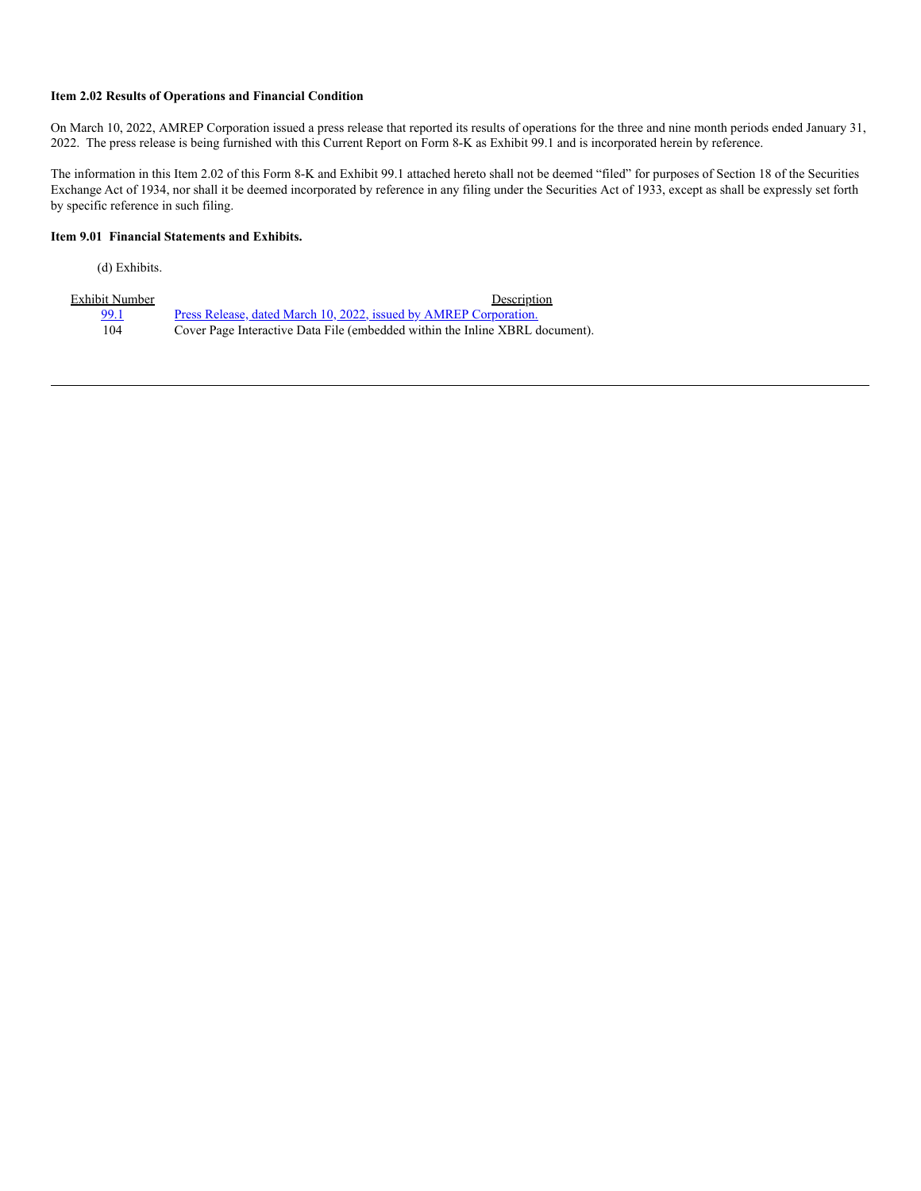**Item 2.02 Results of Operations and Financial Condition**

On March 10, 2022, AMREP Corporation issued a press release that reported its results of operations for the three and nine month periods ended January 31, 2022. The press release is being furnished with this Current Report on Form 8-K as Exhibit 99.1 and is incorporated herein by reference.

The information in this Item 2.02 of this Form 8-K and Exhibit 99.1 attached hereto shall not be deemed "filed" for purposes of Section 18 of the Securities Exchange Act of 1934, nor shall it be deemed incorporated by reference in any filing under the Securities Act of 1933, except as shall be expressly set forth by specific reference in such filing.

**Item 9.01 Financial Statements and Exhibits.**

(d) Exhibits.

| Exhibit Number | Description |
|---|---|
| 99.1 | Press Release, dated March 10, 2022, issued by AMREP Corporation. |
| 104 | Cover Page Interactive Data File (embedded within the Inline XBRL document). |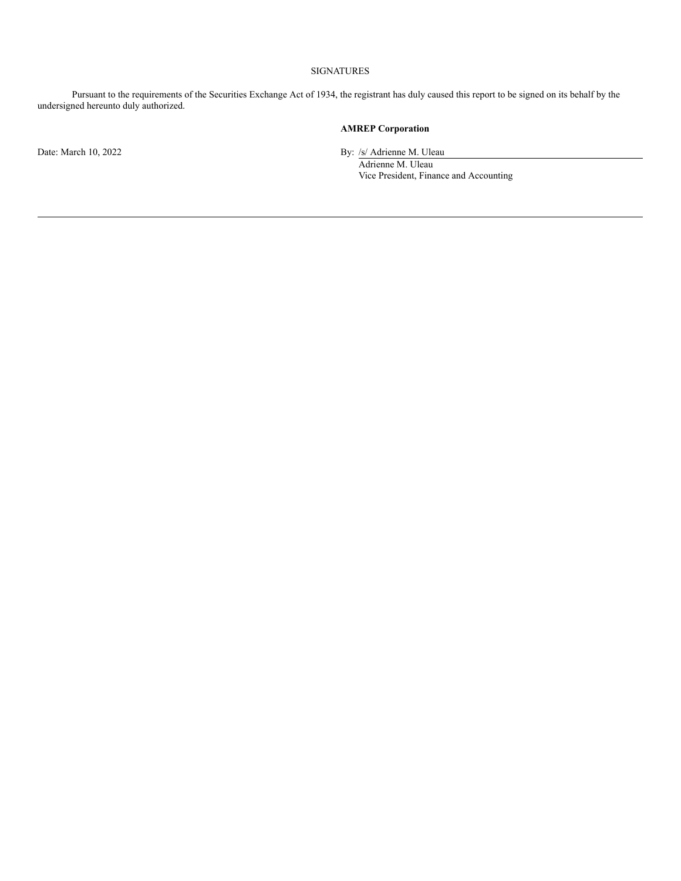SIGNATURES

Pursuant to the requirements of the Securities Exchange Act of 1934, the registrant has duly caused this report to be signed on its behalf by the undersigned hereunto duly authorized.

**AMREP Corporation**

Date: March 10, 2022

By: /s/ Adrienne M. Uleau
Adrienne M. Uleau
Vice President, Finance and Accounting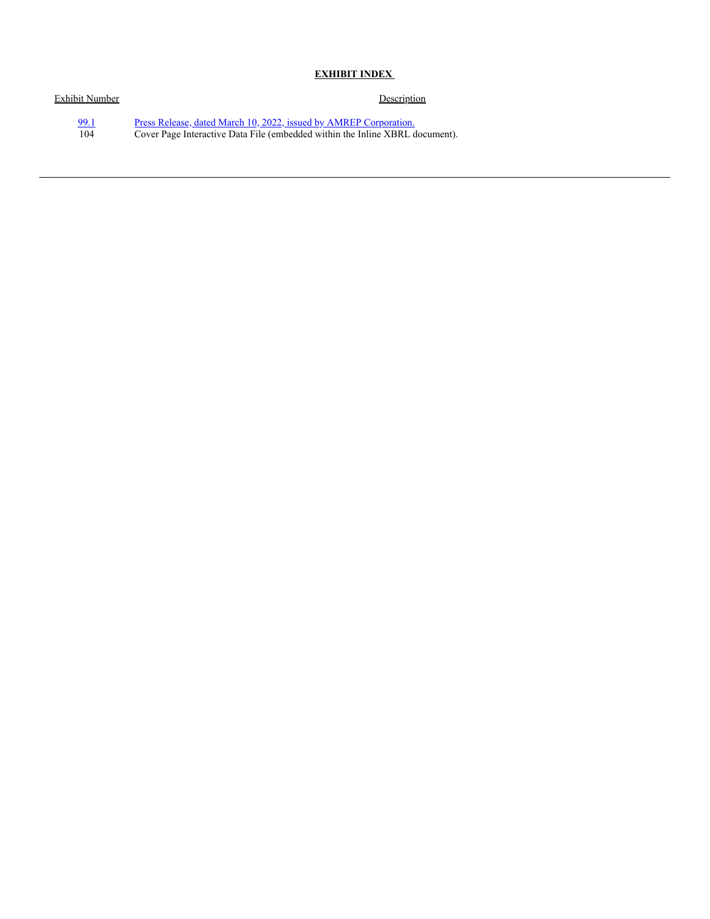**EXHIBIT INDEX**

| Exhibit Number | Description |
| --- | --- |
| 99.1 | Press Release, dated March 10, 2022, issued by AMREP Corporation. |
| 104 | Cover Page Interactive Data File (embedded within the Inline XBRL document). |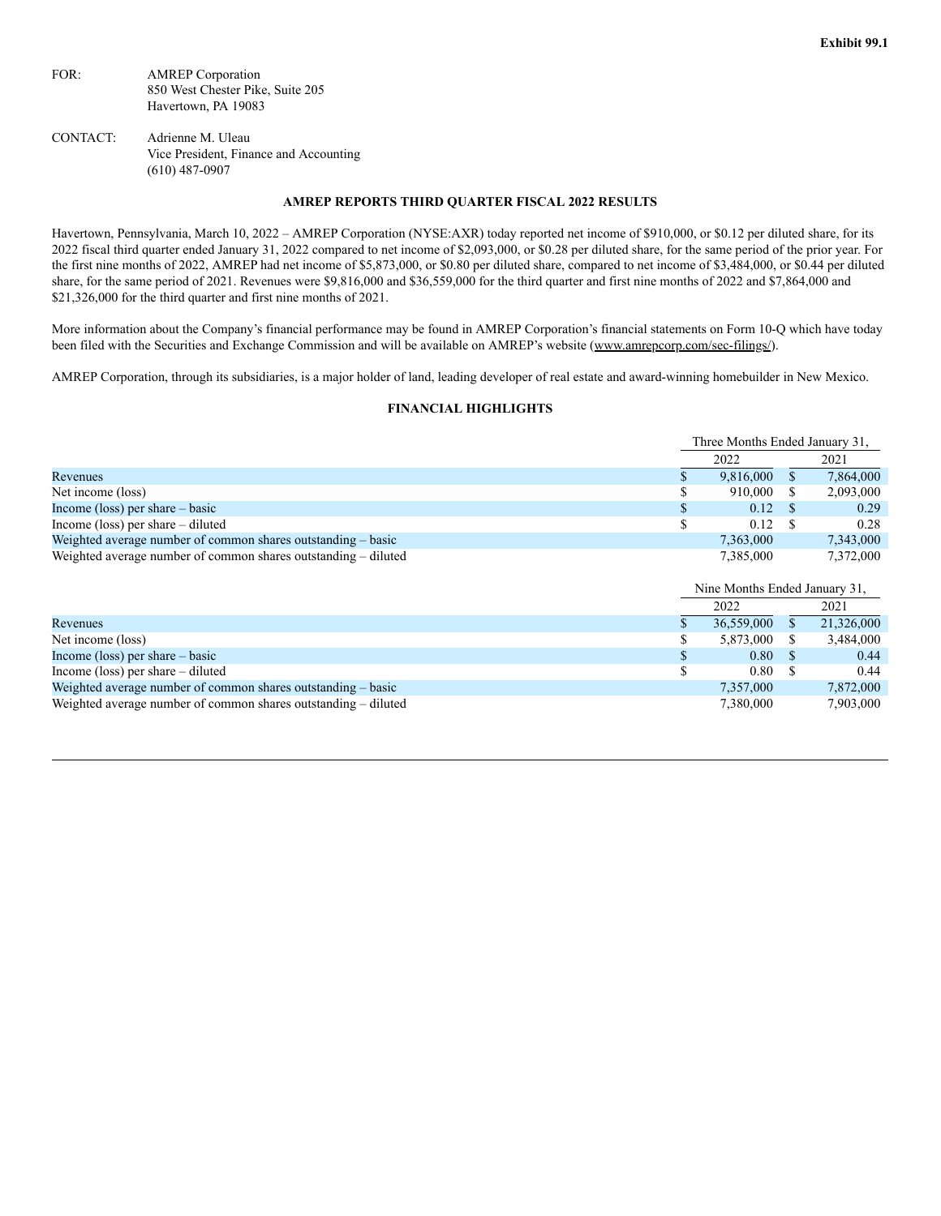**Exhibit 99.1**

FOR: AMREP Corporation
850 West Chester Pike, Suite 205
Havertown, PA 19083

CONTACT: Adrienne M. Uleau
Vice President, Finance and Accounting
(610) 487-0907

## AMREP REPORTS THIRD QUARTER FISCAL 2022 RESULTS

Havertown, Pennsylvania, March 10, 2022 – AMREP Corporation (NYSE:AXR) today reported net income of $910,000, or $0.12 per diluted share, for its 2022 fiscal third quarter ended January 31, 2022 compared to net income of $2,093,000, or $0.28 per diluted share, for the same period of the prior year. For the first nine months of 2022, AMREP had net income of $5,873,000, or $0.80 per diluted share, compared to net income of $3,484,000, or $0.44 per diluted share, for the same period of 2021. Revenues were $9,816,000 and $36,559,000 for the third quarter and first nine months of 2022 and $7,864,000 and $21,326,000 for the third quarter and first nine months of 2021.

More information about the Company's financial performance may be found in AMREP Corporation's financial statements on Form 10-Q which have today been filed with the Securities and Exchange Commission and will be available on AMREP's website (www.amrepcorp.com/sec-filings/).

AMREP Corporation, through its subsidiaries, is a major holder of land, leading developer of real estate and award-winning homebuilder in New Mexico.

### FINANCIAL HIGHLIGHTS

| | Three Months Ended January 31, | |
|---|---|---|
| | 2022 | 2021 |
| Revenues | $ 9,816,000 | $ 7,864,000 |
| Net income (loss) | $ 910,000 | $ 2,093,000 |
| Income (loss) per share – basic | $ 0.12 | $ 0.29 |
| Income (loss) per share – diluted | $ 0.12 | $ 0.28 |
| Weighted average number of common shares outstanding – basic | 7,363,000 | 7,343,000 |
| Weighted average number of common shares outstanding – diluted | 7,385,000 | 7,372,000 |

| | Nine Months Ended January 31, | |
|---|---|---|
| | 2022 | 2021 |
| Revenues | $ 36,559,000 | $ 21,326,000 |
| Net income (loss) | $ 5,873,000 | $ 3,484,000 |
| Income (loss) per share – basic | $ 0.80 | $ 0.44 |
| Income (loss) per share – diluted | $ 0.80 | $ 0.44 |
| Weighted average number of common shares outstanding – basic | 7,357,000 | 7,872,000 |
| Weighted average number of common shares outstanding – diluted | 7,380,000 | 7,903,000 |